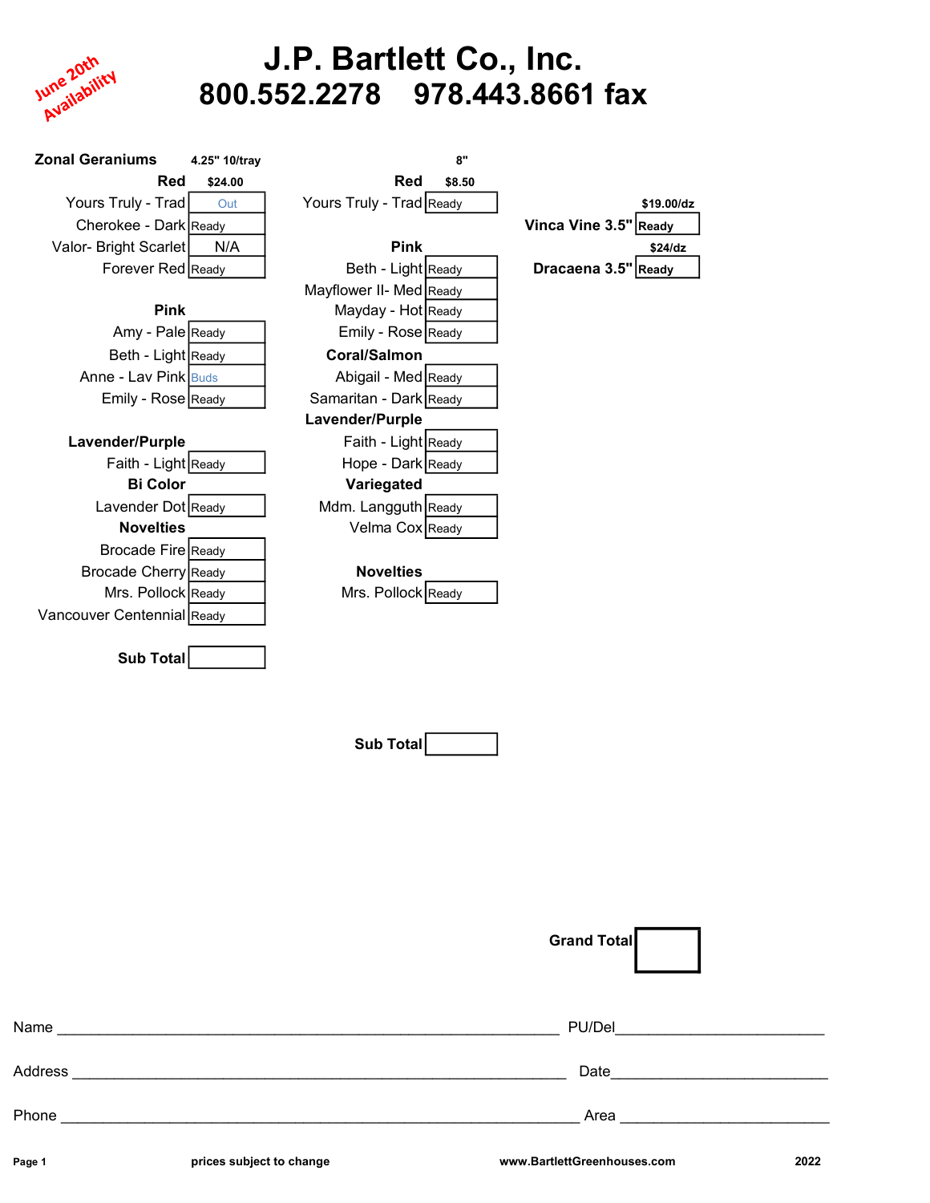June 20th Availability

# J.P. Bartlett Co., Inc.

## 800.552.2278 978.443.8661 fax

### Zonal Geraniums — 4.25" 10/tray

| Red | $24.00 |
|---|---|
| Yours Truly - Trad | Out |
| Cherokee - Dark | Ready |
| Valor- Bright Scarlet | N/A |
| Forever Red | Ready |
| **Pink** | |
| Amy - Pale | Ready |
| Beth - Light | Ready |
| Anne - Lav Pink | Buds |
| Emily - Rose | Ready |
| **Lavender/Purple** | |
| Faith - Light | Ready |
| **Bi Color** | |
| Lavender Dot | Ready |
| **Novelties** | |
| Brocade Fire | Ready |
| Brocade Cherry | Ready |
| Mrs. Pollock | Ready |
| Vancouver Centennial | Ready |
| **Sub Total** | |

### 8"

| Red | $8.50 |
|---|---|
| Yours Truly - Trad | Ready |
| **Pink** | |
| Beth - Light | Ready |
| Mayflower II- Med | Ready |
| Mayday - Hot | Ready |
| Emily - Rose | Ready |
| **Coral/Salmon** | |
| Abigail - Med | Ready |
| Samaritan - Dark | Ready |
| **Lavender/Purple** | |
| Faith - Light | Ready |
| Hope - Dark | Ready |
| **Variegated** | |
| Mdm. Langguth | Ready |
| Velma Cox | Ready |
| **Novelties** | |
| Mrs. Pollock | Ready |
| **Sub Total** | |

| Item | Price | Status |
|---|---|---|
| Vinca Vine 3.5" | $19.00/dz | Ready |
| Dracaena 3.5" | $24/dz | Ready |

**Grand Total** ______

Name ____________________ PU/Del ____________________

Address ____________________ Date ____________________

Phone ____________________ Area ____________________

prices subject to change www.BartlettGreenhouses.com 2022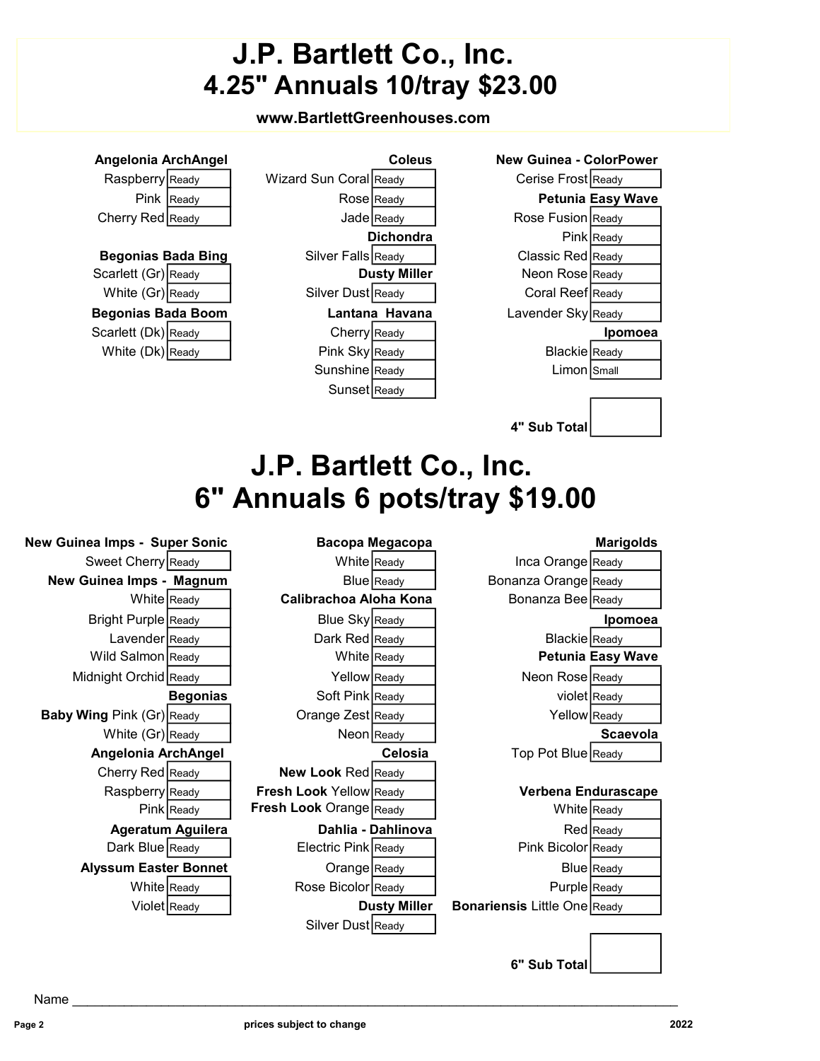# J.P. Bartlett Co., Inc.
# 4.25" Annuals 10/tray $23.00

**www.BartlettGreenhouses.com**

**Angelonia ArchAngel**

| Variety | Status |
|---|---|
| Raspberry | Ready |
| Pink | Ready |
| Cherry Red | Ready |

**Begonias Bada Bing**

| Variety | Status |
|---|---|
| Scarlett (Gr) | Ready |
| White (Gr) | Ready |

**Begonias Bada Boom**

| Variety | Status |
|---|---|
| Scarlett (Dk) | Ready |
| White (Dk) | Ready |

**Coleus**

| Variety | Status |
|---|---|
| Wizard Sun Coral | Ready |
| Rose | Ready |
| Jade | Ready |

**Dichondra**

| Variety | Status |
|---|---|
| Silver Falls | Ready |

**Dusty Miller**

| Variety | Status |
|---|---|
| Silver Dust | Ready |

**Lantana Havana**

| Variety | Status |
|---|---|
| Cherry | Ready |
| Pink Sky | Ready |
| Sunshine | Ready |
| Sunset | Ready |

**New Guinea - ColorPower**

| Variety | Status |
|---|---|
| Cerise Frost | Ready |

**Petunia Easy Wave**

| Variety | Status |
|---|---|
| Rose Fusion | Ready |
| Pink | Ready |
| Classic Red | Ready |
| Neon Rose | Ready |
| Coral Reef | Ready |
| Lavender Sky | Ready |

**Ipomoea**

| Variety | Status |
|---|---|
| Blackie | Ready |
| Limon | Small |

**4" Sub Total** ______

# J.P. Bartlett Co., Inc.
# 6" Annuals 6 pots/tray $19.00

**New Guinea Imps - Super Sonic**

| Variety | Status |
|---|---|
| Sweet Cherry | Ready |

**New Guinea Imps - Magnum**

| Variety | Status |
|---|---|
| White | Ready |
| Bright Purple | Ready |
| Lavender | Ready |
| Wild Salmon | Ready |
| Midnight Orchid | Ready |

**Begonias**

| Variety | Status |
|---|---|
| **Baby Wing** Pink (Gr) | Ready |
| White (Gr) | Ready |

**Angelonia ArchAngel**

| Variety | Status |
|---|---|
| Cherry Red | Ready |
| Raspberry | Ready |
| Pink | Ready |

**Ageratum Aguilera**

| Variety | Status |
|---|---|
| Dark Blue | Ready |

**Alyssum Easter Bonnet**

| Variety | Status |
|---|---|
| White | Ready |
| Violet | Ready |

**Bacopa Megacopa**

| Variety | Status |
|---|---|
| White | Ready |
| Blue | Ready |

**Calibrachoa Aloha Kona**

| Variety | Status |
|---|---|
| Blue Sky | Ready |
| Dark Red | Ready |
| White | Ready |
| Yellow | Ready |
| Soft Pink | Ready |
| Orange Zest | Ready |
| Neon | Ready |

**Celosia**

| Variety | Status |
|---|---|
| **New Look** Red | Ready |
| **Fresh Look** Yellow | Ready |
| **Fresh Look** Orange | Ready |

**Dahlia - Dahlinova**

| Variety | Status |
|---|---|
| Electric Pink | Ready |
| Orange | Ready |
| Rose Bicolor | Ready |

**Dusty Miller**

| Variety | Status |
|---|---|
| Silver Dust | Ready |

**Marigolds**

| Variety | Status |
|---|---|
| Inca Orange | Ready |
| Bonanza Orange | Ready |
| Bonanza Bee | Ready |

**Ipomoea**

| Variety | Status |
|---|---|
| Blackie | Ready |

**Petunia Easy Wave**

| Variety | Status |
|---|---|
| Neon Rose | Ready |
| violet | Ready |
| Yellow | Ready |

**Scaevola**

| Variety | Status |
|---|---|
| Top Pot Blue | Ready |

**Verbena Endurascape**

| Variety | Status |
|---|---|
| White | Ready |
| Red | Ready |
| Pink Bicolor | Ready |
| Blue | Ready |
| Purple | Ready |
| **Bonariensis** Little One | Ready |

**6" Sub Total** ______

Name ____________________________________________

prices subject to change

2022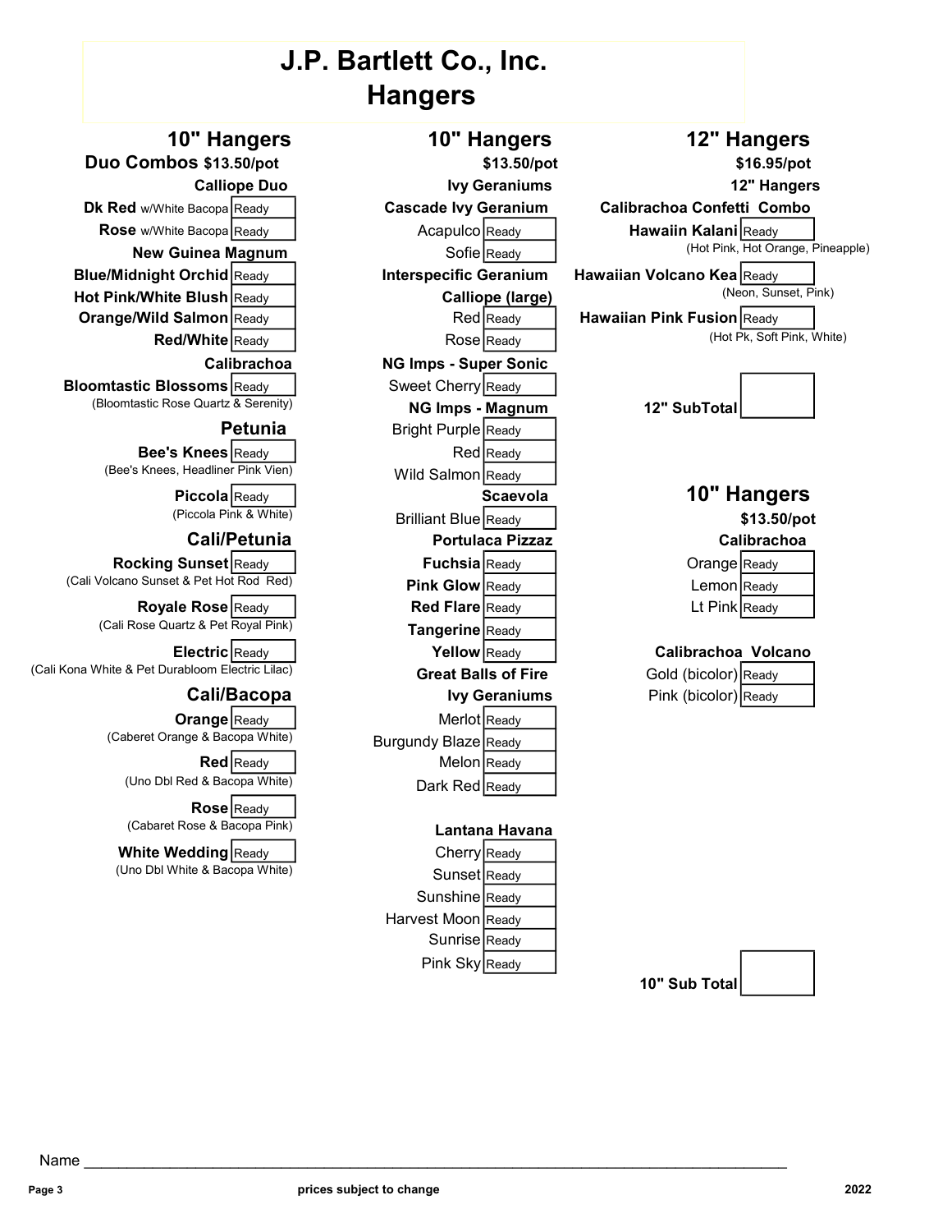# J.P. Bartlett Co., Inc.
# Hangers

## 10" Hangers

**Duo Combos $13.50/pot**

### Calliope Duo

| Item | Status |
|---|---|
| **Dk Red** w/White Bacopa | Ready |
| **Rose** w/White Bacopa | Ready |

### New Guinea Magnum

| Item | Status |
|---|---|
| **Blue/Midnight Orchid** | Ready |
| **Hot Pink/White Blush** | Ready |
| **Orange/Wild Salmon** | Ready |
| **Red/White** | Ready |

### Calibrachoa

| Item | Status |
|---|---|
| **Bloomtastic Blossoms** (Bloomtastic Rose Quartz & Serenity) | Ready |

### Petunia

| Item | Status |
|---|---|
| **Bee's Knees** (Bee's Knees, Headliner Pink Vien) | Ready |
| **Piccola** (Piccola Pink & White) | Ready |

### Cali/Petunia

| Item | Status |
|---|---|
| **Rocking Sunset** (Cali Volcano Sunset & Pet Hot Rod Red) | Ready |
| **Royale Rose** (Cali Rose Quartz & Pet Royal Pink) | Ready |
| **Electric** (Cali Kona White & Pet Durabloom Electric Lilac) | Ready |

### Cali/Bacopa

| Item | Status |
|---|---|
| **Orange** (Caberet Orange & Bacopa White) | Ready |
| **Red** (Uno Dbl Red & Bacopa White) | Ready |
| **Rose** (Cabaret Rose & Bacopa Pink) | Ready |
| **White Wedding** (Uno Dbl White & Bacopa White) | Ready |

## 10" Hangers

**$13.50/pot**

### Ivy Geraniums

**Cascade Ivy Geranium**

| Item | Status |
|---|---|
| Acapulco | Ready |
| Sofie | Ready |

**Interspecific Geranium**

**Calliope (large)**

| Item | Status |
|---|---|
| Red | Ready |
| Rose | Ready |

**NG Imps - Super Sonic**

| Item | Status |
|---|---|
| Sweet Cherry | Ready |

**NG Imps - Magnum**

| Item | Status |
|---|---|
| Bright Purple | Ready |
| Red | Ready |
| Wild Salmon | Ready |

**Scaevola**

| Item | Status |
|---|---|
| Brilliant Blue | Ready |

**Portulaca Pizzaz**

| Item | Status |
|---|---|
| **Fuchsia** | Ready |
| **Pink Glow** | Ready |
| **Red Flare** | Ready |
| **Tangerine** | Ready |
| **Yellow** | Ready |

**Great Balls of Fire**

**Ivy Geraniums**

| Item | Status |
|---|---|
| Merlot | Ready |
| Burgundy Blaze | Ready |
| Melon | Ready |
| Dark Red | Ready |

**Lantana Havana**

| Item | Status |
|---|---|
| Cherry | Ready |
| Sunset | Ready |
| Sunshine | Ready |
| Harvest Moon | Ready |
| Sunrise | Ready |
| Pink Sky | Ready |

## 12" Hangers

**$16.95/pot**

**12" Hangers**

### Calibrachoa Confetti Combo

| Item | Status |
|---|---|
| **Hawaiin Kalani** (Hot Pink, Hot Orange, Pineapple) | Ready |
| **Hawaiian Volcano Kea** (Neon, Sunset, Pink) | Ready |
| **Hawaiian Pink Fusion** (Hot Pk, Soft Pink, White) | Ready |

**12" SubTotal** ______

## 10" Hangers

**$13.50/pot**

### Calibrachoa

| Item | Status |
|---|---|
| Orange | Ready |
| Lemon | Ready |
| Lt Pink | Ready |

### Calibrachoa Volcano

| Item | Status |
|---|---|
| Gold (bicolor) | Ready |
| Pink (bicolor) | Ready |

**10" Sub Total** ______

Name ____________________________________________

prices subject to change

2022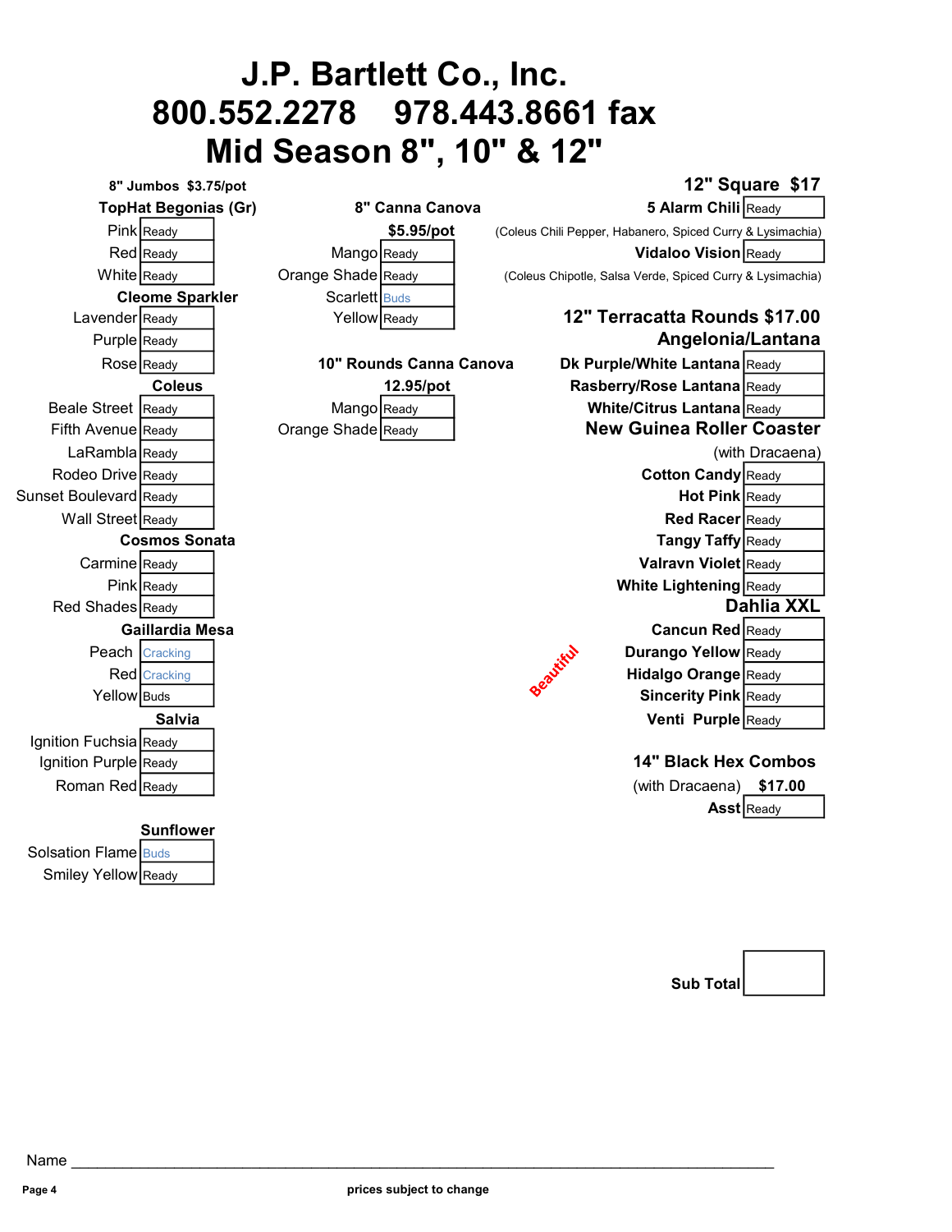# J.P. Bartlett Co., Inc.

# 800.552.2278 978.443.8661 fax

# Mid Season 8", 10" & 12"

**8" Jumbos $3.75/pot**

| **TopHat Begonias (Gr)** | |
|---|---|
| Pink | Ready |
| Red | Ready |
| White | Ready |
| **Cleome Sparkler** | |
| Lavender | Ready |
| Purple | Ready |
| Rose | Ready |
| **Coleus** | |
| Beale Street | Ready |
| Fifth Avenue | Ready |
| LaRambla | Ready |
| Rodeo Drive | Ready |
| Sunset Boulevard | Ready |
| Wall Street | Ready |
| **Cosmos Sonata** | |
| Carmine | Ready |
| Pink | Ready |
| Red Shades | Ready |
| **Gaillardia Mesa** | |
| Peach | Cracking |
| Red | Cracking |
| Yellow | Buds |
| **Salvia** | |
| Ignition Fuchsia | Ready |
| Ignition Purple | Ready |
| Roman Red | Ready |
| **Sunflower** | |
| Solsation Flame | Buds |
| Smiley Yellow | Ready |

**8" Canna Canova**

**$5.95/pot**

| | |
|---|---|
| Mango | Ready |
| Orange Shade | Ready |
| Scarlett | Buds |
| Yellow | Ready |

**10" Rounds Canna Canova**

**12.95/pot**

| | |
|---|---|
| Mango | Ready |
| Orange Shade | Ready |

**12" Square $17**

| | |
|---|---|
| **5 Alarm Chili** | Ready |
| (Coleus Chili Pepper, Habanero, Spiced Curry & Lysimachia) | |
| **Vidaloo Vision** | Ready |
| (Coleus Chipotle, Salsa Verde, Spiced Curry & Lysimachia) | |

**12" Terracatta Rounds $17.00**

| **Angelonia/Lantana** | |
|---|---|
| **Dk Purple/White Lantana** | Ready |
| **Rasberry/Rose Lantana** | Ready |
| **White/Citrus Lantana** | Ready |
| **New Guinea Roller Coaster** (with Dracaena) | |
| **Cotton Candy** | Ready |
| **Hot Pink** | Ready |
| **Red Racer** | Ready |
| **Tangy Taffy** | Ready |
| **Valravn Violet** | Ready |
| **White Lightening** | Ready |
| **Dahlia XXL** | |
| **Cancun Red** | Ready |
| **Durango Yellow** | Ready |
| **Hidalgo Orange** | Ready |
| **Sincerity Pink** | Ready |
| **Venti Purple** | Ready |

Beautiful

**14" Black Hex Combos**

(with Dracaena) **$17.00**

| | |
|---|---|
| **Asst** | Ready |

**Sub Total** ______

Name ______________________________________________________________________

prices subject to change